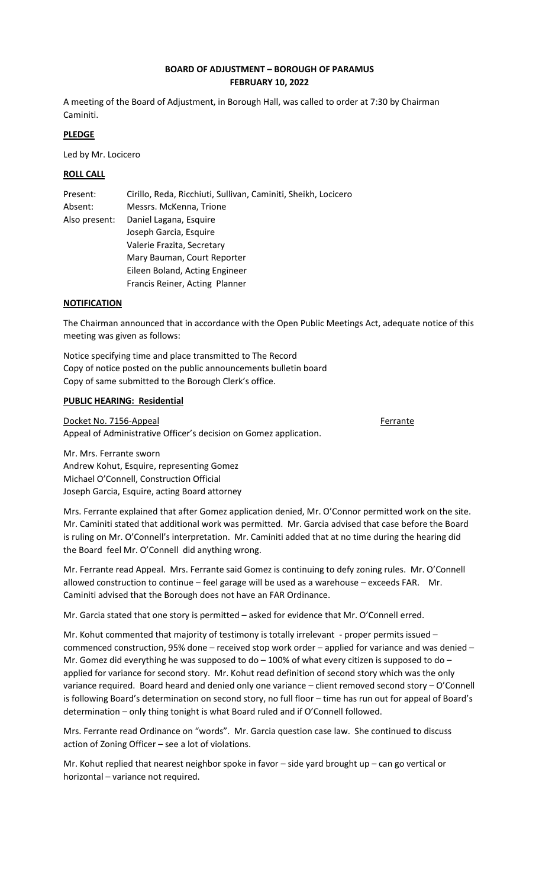**BOARD OF ADJUSTMENT – BOROUGH OF PARAMUS**
**FEBRUARY 10, 2022**

A meeting of the Board of Adjustment, in Borough Hall, was called to order at 7:30 by Chairman Caminiti.

**PLEDGE**

Led by Mr. Locicero

**ROLL CALL**

| | |
|---|---|
| Present: | Cirillo, Reda, Ricchiuti, Sullivan, Caminiti, Sheikh, Locicero |
| Absent: | Messrs. McKenna, Trione |
| Also present: | Daniel Lagana, Esquire |
| | Joseph Garcia, Esquire |
| | Valerie Frazita, Secretary |
| | Mary Bauman, Court Reporter |
| | Eileen Boland, Acting Engineer |
| | Francis Reiner, Acting Planner |

**NOTIFICATION**

The Chairman announced that in accordance with the Open Public Meetings Act, adequate notice of this meeting was given as follows:

Notice specifying time and place transmitted to The Record
Copy of notice posted on the public announcements bulletin board
Copy of same submitted to the Borough Clerk's office.

**PUBLIC HEARING: Residential**

Docket No. 7156-Appeal Ferrante
Appeal of Administrative Officer's decision on Gomez application.

Mr. Mrs. Ferrante sworn
Andrew Kohut, Esquire, representing Gomez
Michael O'Connell, Construction Official
Joseph Garcia, Esquire, acting Board attorney

Mrs. Ferrante explained that after Gomez application denied, Mr. O'Connor permitted work on the site. Mr. Caminiti stated that additional work was permitted. Mr. Garcia advised that case before the Board is ruling on Mr. O'Connell's interpretation. Mr. Caminiti added that at no time during the hearing did the Board feel Mr. O'Connell did anything wrong.

Mr. Ferrante read Appeal. Mrs. Ferrante said Gomez is continuing to defy zoning rules. Mr. O'Connell allowed construction to continue – feel garage will be used as a warehouse – exceeds FAR. Mr. Caminiti advised that the Borough does not have an FAR Ordinance.

Mr. Garcia stated that one story is permitted – asked for evidence that Mr. O'Connell erred.

Mr. Kohut commented that majority of testimony is totally irrelevant - proper permits issued – commenced construction, 95% done – received stop work order – applied for variance and was denied – Mr. Gomez did everything he was supposed to do – 100% of what every citizen is supposed to do – applied for variance for second story. Mr. Kohut read definition of second story which was the only variance required. Board heard and denied only one variance – client removed second story – O'Connell is following Board's determination on second story, no full floor – time has run out for appeal of Board's determination – only thing tonight is what Board ruled and if O'Connell followed.

Mrs. Ferrante read Ordinance on "words". Mr. Garcia question case law. She continued to discuss action of Zoning Officer – see a lot of violations.

Mr. Kohut replied that nearest neighbor spoke in favor – side yard brought up – can go vertical or horizontal – variance not required.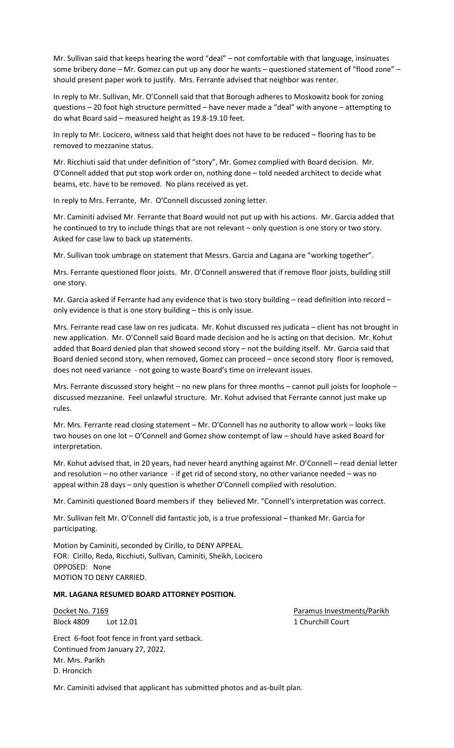Mr. Sullivan said that keeps hearing the word "deal" – not comfortable with that language, insinuates some bribery done – Mr. Gomez can put up any door he wants – questioned statement of "flood zone" – should present paper work to justify. Mrs. Ferrante advised that neighbor was renter.

In reply to Mr. Sullivan, Mr. O'Connell said that that Borough adheres to Moskowitz book for zoning questions – 20 foot high structure permitted – have never made a "deal" with anyone – attempting to do what Board said – measured height as 19.8-19.10 feet.

In reply to Mr. Locicero, witness said that height does not have to be reduced – flooring has to be removed to mezzanine status.

Mr. Ricchiuti said that under definition of "story", Mr. Gomez complied with Board decision. Mr. O'Connell added that put stop work order on, nothing done – told needed architect to decide what beams, etc. have to be removed. No plans received as yet.

In reply to Mrs. Ferrante, Mr. O'Connell discussed zoning letter.

Mr. Caminiti advised Mr. Ferrante that Board would not put up with his actions. Mr. Garcia added that he continued to try to include things that are not relevant – only question is one story or two story. Asked for case law to back up statements.

Mr. Sullivan took umbrage on statement that Messrs. Garcia and Lagana are "working together".

Mrs. Ferrante questioned floor joists. Mr. O'Connell answered that if remove floor joists, building still one story.

Mr. Garcia asked if Ferrante had any evidence that is two story building – read definition into record – only evidence is that is one story building – this is only issue.

Mrs. Ferrante read case law on res judicata. Mr. Kohut discussed res judicata – client has not brought in new application. Mr. O'Connell said Board made decision and he is acting on that decision. Mr. Kohut added that Board denied plan that showed second story – not the building itself. Mr. Garcia said that Board denied second story, when removed, Gomez can proceed – once second story floor is removed, does not need variance - not going to waste Board's time on irrelevant issues.

Mrs. Ferrante discussed story height – no new plans for three months – cannot pull joists for loophole – discussed mezzanine. Feel unlawful structure. Mr. Kohut advised that Ferrante cannot just make up rules.

Mr. Mrs. Ferrante read closing statement – Mr. O'Connell has no authority to allow work – looks like two houses on one lot – O'Connell and Gomez show contempt of law – should have asked Board for interpretation.

Mr. Kohut advised that, in 20 years, had never heard anything against Mr. O'Connell – read denial letter and resolution – no other variance - if get rid of second story, no other variance needed – was no appeal within 28 days – only question is whether O'Connell complied with resolution.

Mr. Caminiti questioned Board members if they believed Mr. "Connell's interpretation was correct.

Mr. Sullivan felt Mr. O'Connell did fantastic job, is a true professional – thanked Mr. Garcia for participating.

Motion by Caminiti, seconded by Cirillo, to DENY APPEAL.
FOR: Cirillo, Reda, Ricchiuti, Sullivan, Caminiti, Sheikh, Locicero
OPPOSED: None
MOTION TO DENY CARRIED.

**MR. LAGANA RESUMED BOARD ATTORNEY POSITION.**

Docket No. 7169 — Paramus Investments/Parikh
Block 4809 Lot 12.01 — 1 Churchill Court

Erect 6-foot foot fence in front yard setback.
Continued from January 27, 2022.
Mr. Mrs. Parikh
D. Hroncich

Mr. Caminiti advised that applicant has submitted photos and as-built plan.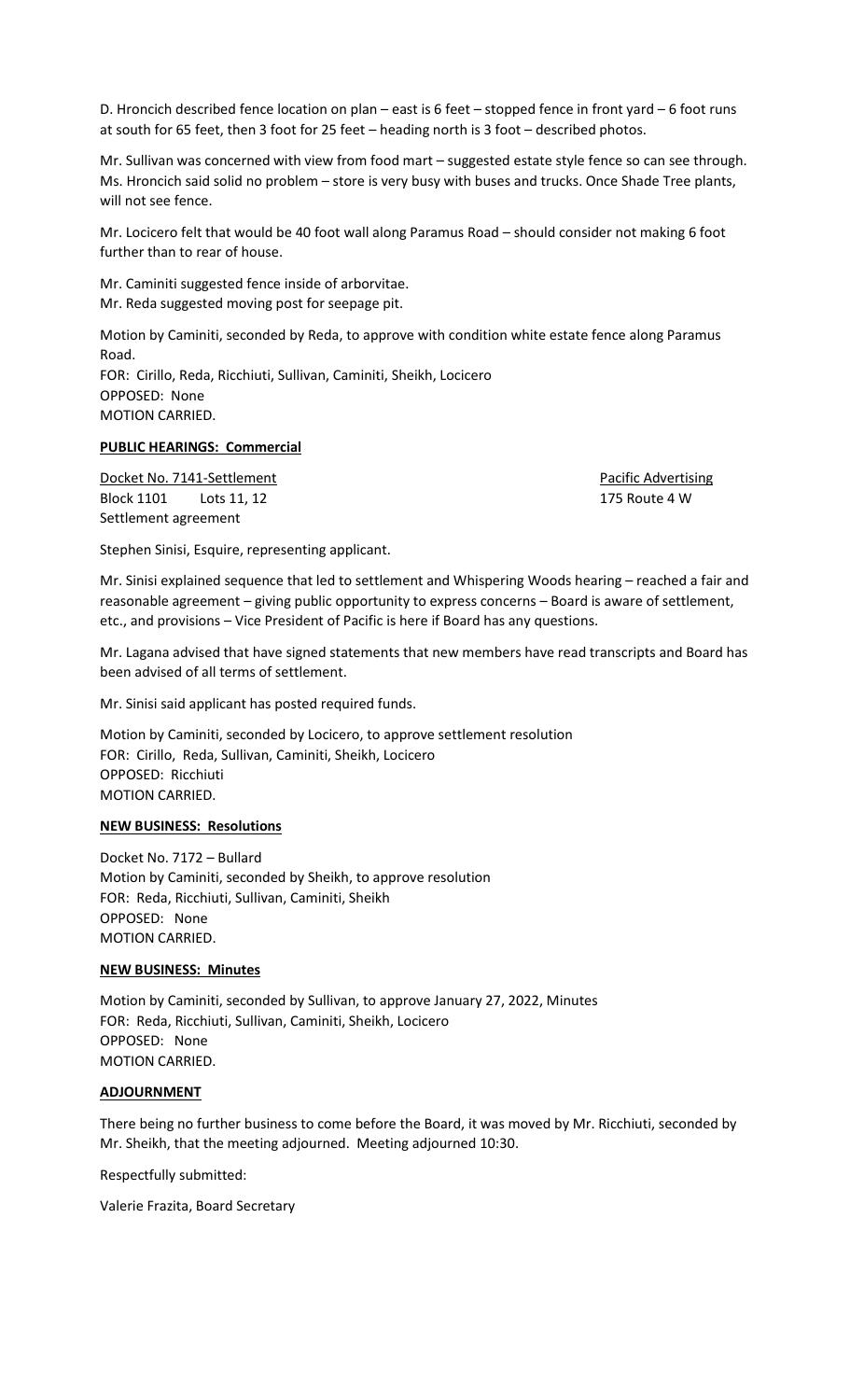D. Hroncich described fence location on plan – east is 6 feet – stopped fence in front yard – 6 foot runs at south for 65 feet, then 3 foot for 25 feet – heading north is 3 foot – described photos.

Mr. Sullivan was concerned with view from food mart – suggested estate style fence so can see through. Ms. Hroncich said solid no problem – store is very busy with buses and trucks. Once Shade Tree plants, will not see fence.

Mr. Locicero felt that would be 40 foot wall along Paramus Road – should consider not making 6 foot further than to rear of house.

Mr. Caminiti suggested fence inside of arborvitae.
Mr. Reda suggested moving post for seepage pit.

Motion by Caminiti, seconded by Reda, to approve with condition white estate fence along Paramus Road.
FOR: Cirillo, Reda, Ricchiuti, Sullivan, Caminiti, Sheikh, Locicero
OPPOSED: None
MOTION CARRIED.

**PUBLIC HEARINGS: Commercial**

Docket No. 7141-Settlement — Pacific Advertising
Block 1101 Lots 11, 12 — 175 Route 4 W
Settlement agreement

Stephen Sinisi, Esquire, representing applicant.

Mr. Sinisi explained sequence that led to settlement and Whispering Woods hearing – reached a fair and reasonable agreement – giving public opportunity to express concerns – Board is aware of settlement, etc., and provisions – Vice President of Pacific is here if Board has any questions.

Mr. Lagana advised that have signed statements that new members have read transcripts and Board has been advised of all terms of settlement.

Mr. Sinisi said applicant has posted required funds.

Motion by Caminiti, seconded by Locicero, to approve settlement resolution
FOR: Cirillo, Reda, Sullivan, Caminiti, Sheikh, Locicero
OPPOSED: Ricchiuti
MOTION CARRIED.

**NEW BUSINESS: Resolutions**

Docket No. 7172 – Bullard
Motion by Caminiti, seconded by Sheikh, to approve resolution
FOR: Reda, Ricchiuti, Sullivan, Caminiti, Sheikh
OPPOSED: None
MOTION CARRIED.

**NEW BUSINESS: Minutes**

Motion by Caminiti, seconded by Sullivan, to approve January 27, 2022, Minutes
FOR: Reda, Ricchiuti, Sullivan, Caminiti, Sheikh, Locicero
OPPOSED: None
MOTION CARRIED.

**ADJOURNMENT**

There being no further business to come before the Board, it was moved by Mr. Ricchiuti, seconded by Mr. Sheikh, that the meeting adjourned. Meeting adjourned 10:30.

Respectfully submitted:

Valerie Frazita, Board Secretary